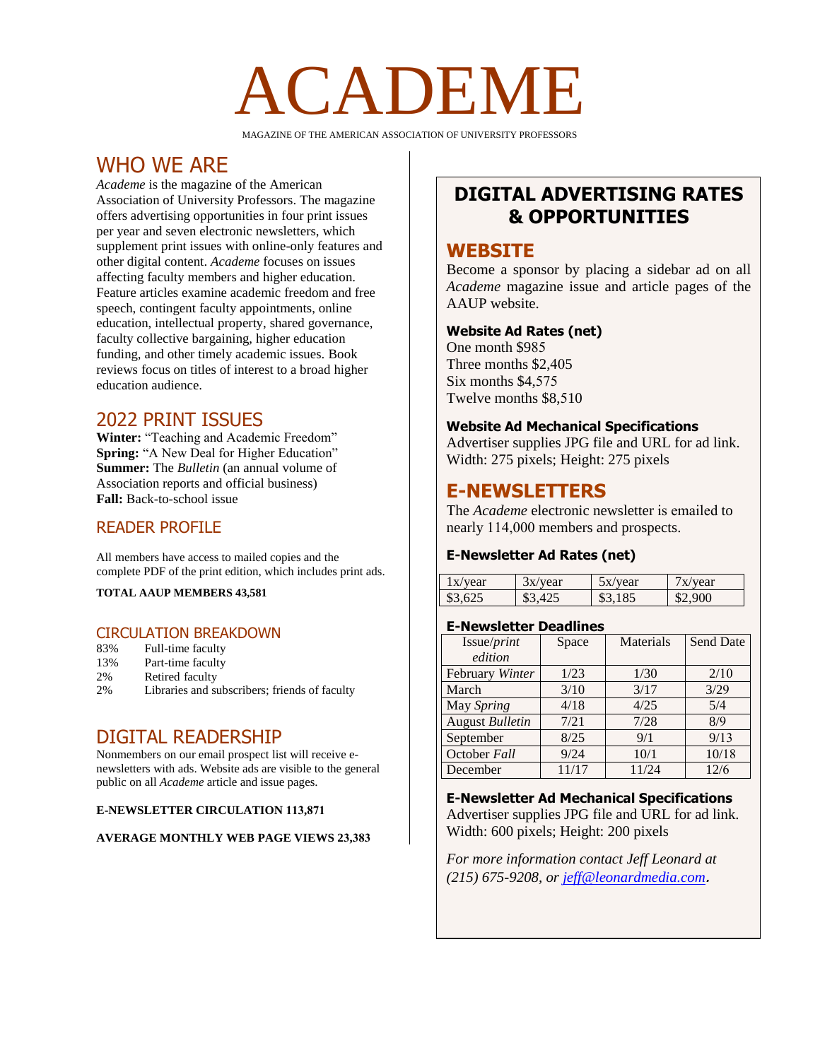# ACADEME

MAGAZINE OF THE AMERICAN ASSOCIATION OF UNIVERSITY PROFESSORS

## WHO WE ARE

*Academe* is the magazine of the American Association of University Professors. The magazine offers advertising opportunities in four print issues per year and seven electronic newsletters, which supplement print issues with online-only features and other digital content. *Academe* focuses on issues affecting faculty members and higher education. Feature articles examine academic freedom and free speech, contingent faculty appointments, online education, intellectual property, shared governance, faculty collective bargaining, higher education funding, and other timely academic issues. Book reviews focus on titles of interest to a broad higher education audience.

## 2022 PRINT ISSUES

**Winter:** "Teaching and Academic Freedom"
**Spring:** "A New Deal for Higher Education"
**Summer:** The *Bulletin* (an annual volume of Association reports and official business)
**Fall:** Back-to-school issue

### READER PROFILE

All members have access to mailed copies and the complete PDF of the print edition, which includes print ads.

**TOTAL AAUP MEMBERS 43,581**

### CIRCULATION BREAKDOWN

- 83% Full-time faculty
- 13% Part-time faculty
- 2% Retired faculty
- 2% Libraries and subscribers; friends of faculty

## DIGITAL READERSHIP

Nonmembers on our email prospect list will receive e-newsletters with ads. Website ads are visible to the general public on all *Academe* article and issue pages.

**E-NEWSLETTER CIRCULATION 113,871**

**AVERAGE MONTHLY WEB PAGE VIEWS 23,383**

## DIGITAL ADVERTISING RATES & OPPORTUNITIES

### WEBSITE

Become a sponsor by placing a sidebar ad on all *Academe* magazine issue and article pages of the AAUP website.

**Website Ad Rates (net)**

One month $985
Three months $2,405
Six months $4,575
Twelve months $8,510

**Website Ad Mechanical Specifications**

Advertiser supplies JPG file and URL for ad link.
Width: 275 pixels; Height: 275 pixels

### E-NEWSLETTERS

The *Academe* electronic newsletter is emailed to nearly 114,000 members and prospects.

**E-Newsletter Ad Rates (net)**

| 1x/year | 3x/year | 5x/year | 7x/year |
|---|---|---|---|
| $3,625 | $3,425 | $3,185 | $2,900 |

**E-Newsletter Deadlines**

| Issue/*print edition* | Space | Materials | Send Date |
|---|---|---|---|
| February *Winter* | 1/23 | 1/30 | 2/10 |
| March | 3/10 | 3/17 | 3/29 |
| May *Spring* | 4/18 | 4/25 | 5/4 |
| August *Bulletin* | 7/21 | 7/28 | 8/9 |
| September | 8/25 | 9/1 | 9/13 |
| October *Fall* | 9/24 | 10/1 | 10/18 |
| December | 11/17 | 11/24 | 12/6 |

**E-Newsletter Ad Mechanical Specifications**

Advertiser supplies JPG file and URL for ad link.
Width: 600 pixels; Height: 200 pixels

*For more information contact Jeff Leonard at (215) 675-9208, or jeff@leonardmedia.com.*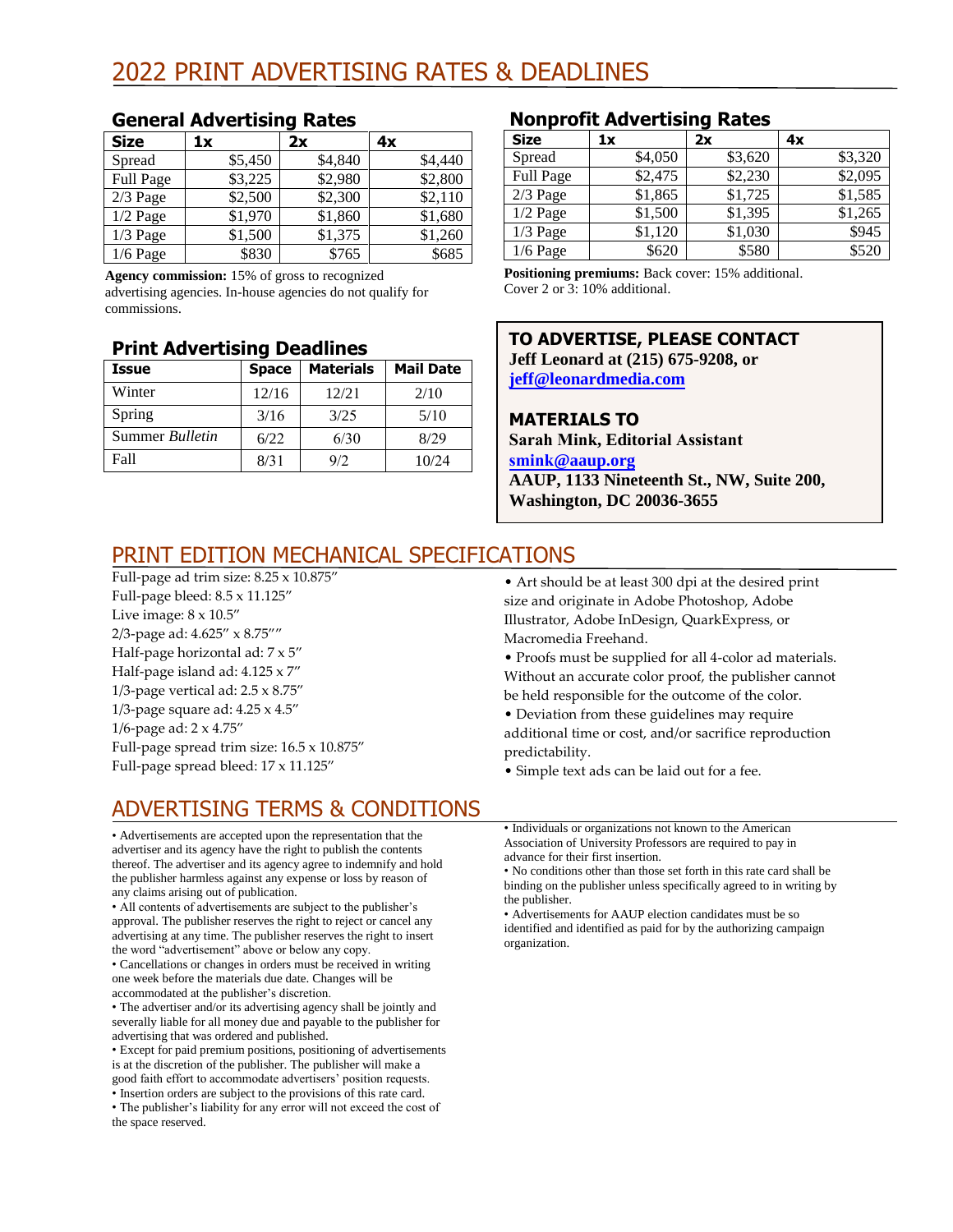# 2022 PRINT ADVERTISING RATES & DEADLINES

## General Advertising Rates

| Size | 1x | 2x | 4x |
|---|---|---|---|
| Spread | $5,450 | $4,840 | $4,440 |
| Full Page | $3,225 | $2,980 | $2,800 |
| 2/3 Page | $2,500 | $2,300 | $2,110 |
| 1/2 Page | $1,970 | $1,860 | $1,680 |
| 1/3 Page | $1,500 | $1,375 | $1,260 |
| 1/6 Page | $830 | $765 | $685 |

**Agency commission:** 15% of gross to recognized advertising agencies. In-house agencies do not qualify for commissions.

## Nonprofit Advertising Rates

| Size | 1x | 2x | 4x |
|---|---|---|---|
| Spread | $4,050 | $3,620 | $3,320 |
| Full Page | $2,475 | $2,230 | $2,095 |
| 2/3 Page | $1,865 | $1,725 | $1,585 |
| 1/2 Page | $1,500 | $1,395 | $1,265 |
| 1/3 Page | $1,120 | $1,030 | $945 |
| 1/6 Page | $620 | $580 | $520 |

**Positioning premiums:** Back cover: 15% additional. Cover 2 or 3: 10% additional.

## Print Advertising Deadlines

| Issue | Space | Materials | Mail Date |
|---|---|---|---|
| Winter | 12/16 | 12/21 | 2/10 |
| Spring | 3/16 | 3/25 | 5/10 |
| Summer *Bulletin* | 6/22 | 6/30 | 8/29 |
| Fall | 8/31 | 9/2 | 10/24 |

**TO ADVERTISE, PLEASE CONTACT**
**Jeff Leonard at (215) 675-9208, or jeff@leonardmedia.com**

**MATERIALS TO**
**Sarah Mink, Editorial Assistant**
**smink@aaup.org**
**AAUP, 1133 Nineteenth St., NW, Suite 200, Washington, DC 20036-3655**

# PRINT EDITION MECHANICAL SPECIFICATIONS

Full-page ad trim size: 8.25 x 10.875″
Full-page bleed: 8.5 x 11.125″
Live image: 8 x 10.5″
2/3-page ad: 4.625″ x 8.75″″
Half-page horizontal ad: 7 x 5″
Half-page island ad: 4.125 x 7″
1/3-page vertical ad: 2.5 x 8.75″
1/3-page square ad: 4.25 x 4.5″
1/6-page ad: 2 x 4.75″
Full-page spread trim size: 16.5 x 10.875″
Full-page spread bleed: 17 x 11.125″

- Art should be at least 300 dpi at the desired print size and originate in Adobe Photoshop, Adobe Illustrator, Adobe InDesign, QuarkExpress, or Macromedia Freehand.
- Proofs must be supplied for all 4-color ad materials. Without an accurate color proof, the publisher cannot be held responsible for the outcome of the color.
- Deviation from these guidelines may require additional time or cost, and/or sacrifice reproduction predictability.
- Simple text ads can be laid out for a fee.

# ADVERTISING TERMS & CONDITIONS

- Advertisements are accepted upon the representation that the advertiser and its agency have the right to publish the contents thereof. The advertiser and its agency agree to indemnify and hold the publisher harmless against any expense or loss by reason of any claims arising out of publication.
- All contents of advertisements are subject to the publisher's approval. The publisher reserves the right to reject or cancel any advertising at any time. The publisher reserves the right to insert the word "advertisement" above or below any copy.
- Cancellations or changes in orders must be received in writing one week before the materials due date. Changes will be accommodated at the publisher's discretion.
- The advertiser and/or its advertising agency shall be jointly and severally liable for all money due and payable to the publisher for advertising that was ordered and published.
- Except for paid premium positions, positioning of advertisements is at the discretion of the publisher. The publisher will make a good faith effort to accommodate advertisers' position requests.
- Insertion orders are subject to the provisions of this rate card.
- The publisher's liability for any error will not exceed the cost of the space reserved.
- Individuals or organizations not known to the American Association of University Professors are required to pay in advance for their first insertion.
- No conditions other than those set forth in this rate card shall be binding on the publisher unless specifically agreed to in writing by the publisher.
- Advertisements for AAUP election candidates must be so identified and identified as paid for by the authorizing campaign organization.